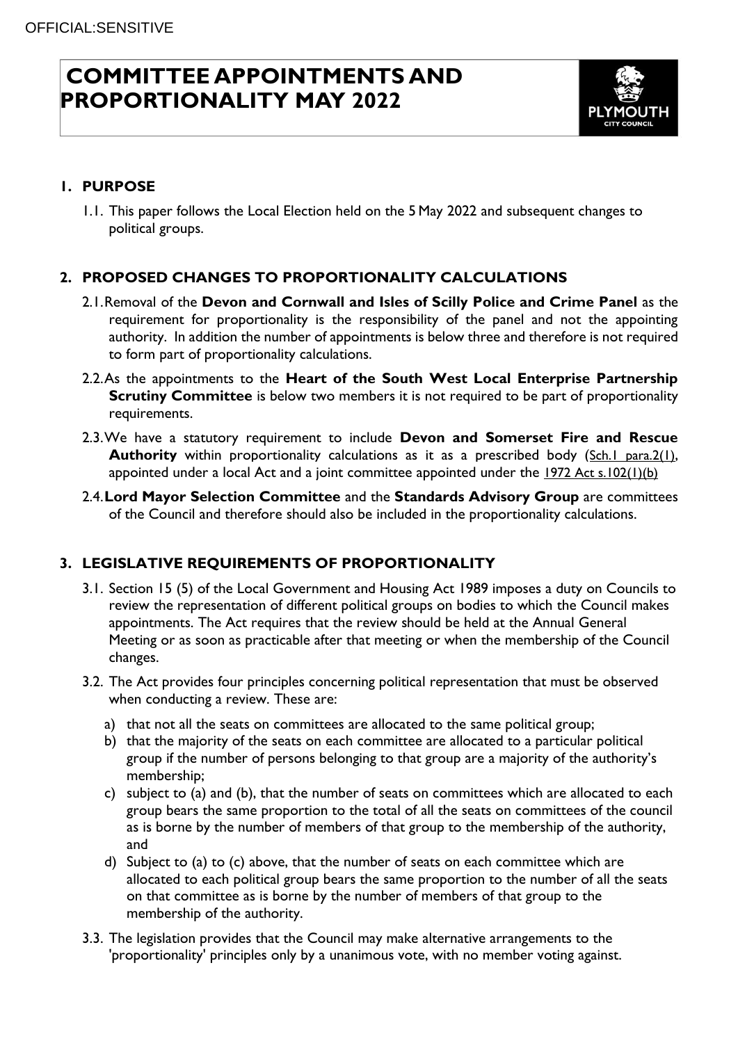OFFICIAL:SENSITIVE

# COMMITTEE APPOINTMENTS AND PROPORTIONALITY MAY 2022

## 1. PURPOSE

1.1. This paper follows the Local Election held on the 5 May 2022 and subsequent changes to political groups.

## 2. PROPOSED CHANGES TO PROPORTIONALITY CALCULATIONS

2.1. Removal of the **Devon and Cornwall and Isles of Scilly Police and Crime Panel** as the requirement for proportionality is the responsibility of the panel and not the appointing authority. In addition the number of appointments is below three and therefore is not required to form part of proportionality calculations.

2.2. As the appointments to the **Heart of the South West Local Enterprise Partnership Scrutiny Committee** is below two members it is not required to be part of proportionality requirements.

2.3. We have a statutory requirement to include **Devon and Somerset Fire and Rescue Authority** within proportionality calculations as it as a prescribed body (Sch.1 para.2(1), appointed under a local Act and a joint committee appointed under the 1972 Act s.102(1)(b)

2.4. **Lord Mayor Selection Committee** and the **Standards Advisory Group** are committees of the Council and therefore should also be included in the proportionality calculations.

## 3. LEGISLATIVE REQUIREMENTS OF PROPORTIONALITY

3.1. Section 15 (5) of the Local Government and Housing Act 1989 imposes a duty on Councils to review the representation of different political groups on bodies to which the Council makes appointments. The Act requires that the review should be held at the Annual General Meeting or as soon as practicable after that meeting or when the membership of the Council changes.

3.2. The Act provides four principles concerning political representation that must be observed when conducting a review. These are:

a) that not all the seats on committees are allocated to the same political group;

b) that the majority of the seats on each committee are allocated to a particular political group if the number of persons belonging to that group are a majority of the authority's membership;

c) subject to (a) and (b), that the number of seats on committees which are allocated to each group bears the same proportion to the total of all the seats on committees of the council as is borne by the number of members of that group to the membership of the authority, and

d) Subject to (a) to (c) above, that the number of seats on each committee which are allocated to each political group bears the same proportion to the number of all the seats on that committee as is borne by the number of members of that group to the membership of the authority.

3.3. The legislation provides that the Council may make alternative arrangements to the 'proportionality' principles only by a unanimous vote, with no member voting against.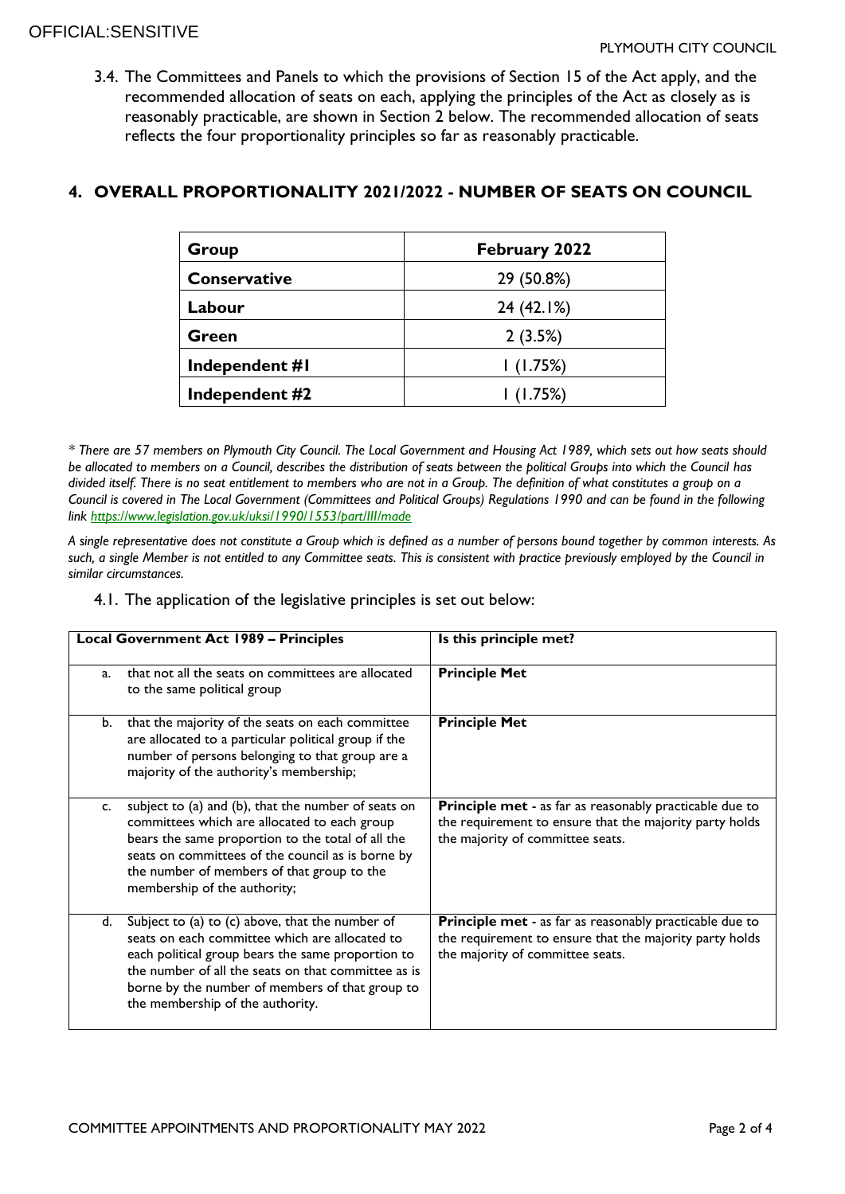3.4. The Committees and Panels to which the provisions of Section 15 of the Act apply, and the recommended allocation of seats on each, applying the principles of the Act as closely as is reasonably practicable, are shown in Section 2 below. The recommended allocation of seats reflects the four proportionality principles so far as reasonably practicable.

## 4. OVERALL PROPORTIONALITY 2021/2022 - NUMBER OF SEATS ON COUNCIL

| Group | February 2022 |
|---|---|
| **Conservative** | 29 (50.8%) |
| **Labour** | 24 (42.1%) |
| **Green** | 2 (3.5%) |
| **Independent #1** | 1 (1.75%) |
| **Independent #2** | 1 (1.75%) |

*\* There are 57 members on Plymouth City Council. The Local Government and Housing Act 1989, which sets out how seats should be allocated to members on a Council, describes the distribution of seats between the political Groups into which the Council has divided itself. There is no seat entitlement to members who are not in a Group. The definition of what constitutes a group on a Council is covered in The Local Government (Committees and Political Groups) Regulations 1990 and can be found in the following link [https://www.legislation.gov.uk/uksi/1990/1553/part/III/made](https://www.legislation.gov.uk/uksi/1990/1553/part/III/made)*

*A single representative does not constitute a Group which is defined as a number of persons bound together by common interests. As such, a single Member is not entitled to any Committee seats. This is consistent with practice previously employed by the Council in similar circumstances.*

4.1. The application of the legislative principles is set out below:

| Local Government Act 1989 – Principles | Is this principle met? |
|---|---|
| a. that not all the seats on committees are allocated to the same political group | **Principle Met** |
| b. that the majority of the seats on each committee are allocated to a particular political group if the number of persons belonging to that group are a majority of the authority's membership; | **Principle Met** |
| c. subject to (a) and (b), that the number of seats on committees which are allocated to each group bears the same proportion to the total of all the seats on committees of the council as is borne by the number of members of that group to the membership of the authority; | **Principle met** - as far as reasonably practicable due to the requirement to ensure that the majority party holds the majority of committee seats. |
| d. Subject to (a) to (c) above, that the number of seats on each committee which are allocated to each political group bears the same proportion to the number of all the seats on that committee as is borne by the number of members of that group to the membership of the authority. | **Principle met** - as far as reasonably practicable due to the requirement to ensure that the majority party holds the majority of committee seats. |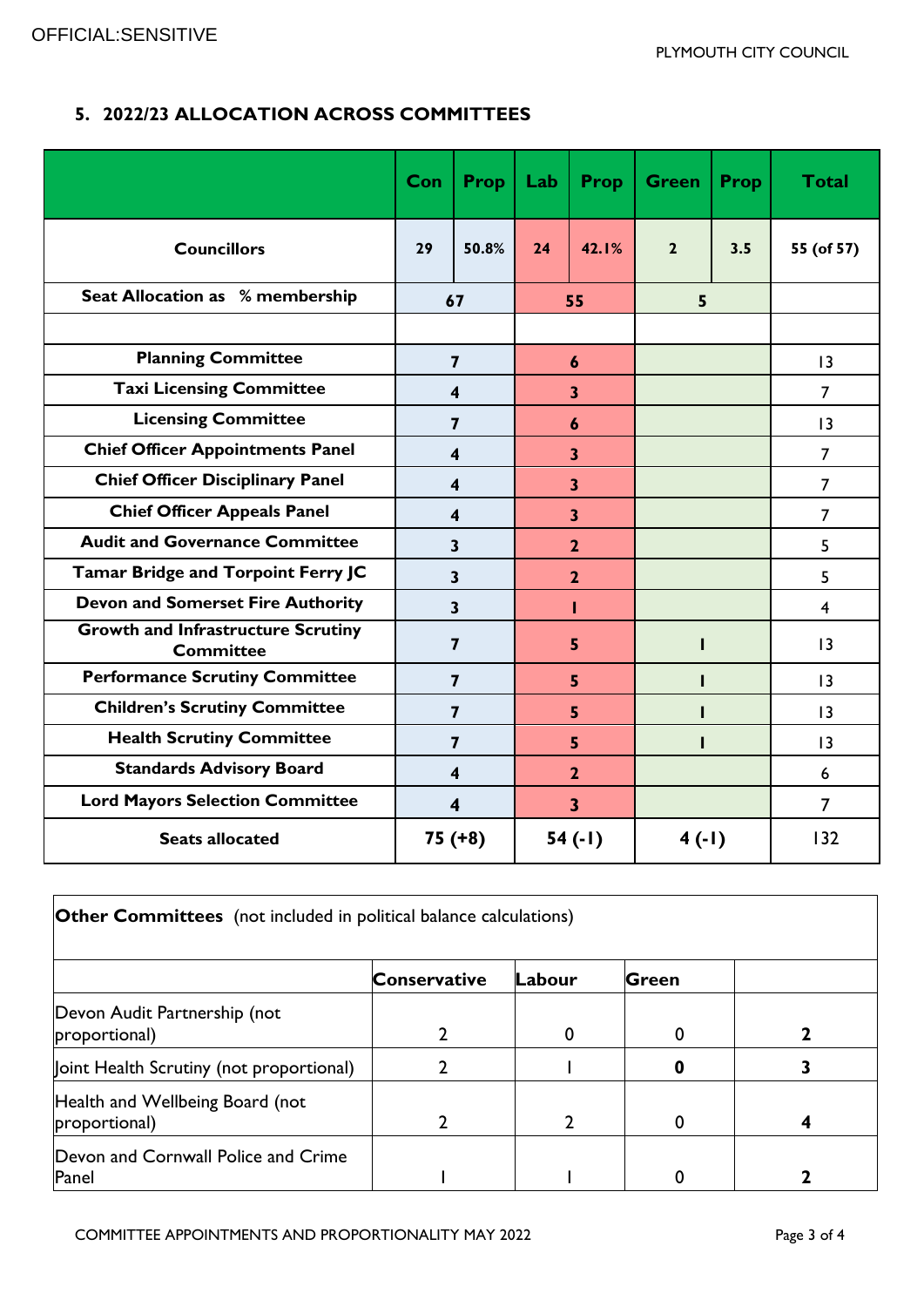## 5. 2022/23 ALLOCATION ACROSS COMMITTEES

| | Con | Prop | Lab | Prop | Green | Prop | Total |
|---|---|---|---|---|---|---|---|
| **Councillors** | 29 | 50.8% | 24 | 42.1% | 2 | 3.5 | 55 (of 57) |
| **Seat Allocation as % membership** | 67 | | 55 | | 5 | | |
| | | | | | | | |
| **Planning Committee** | 7 | | 6 | | | | 13 |
| **Taxi Licensing Committee** | 4 | | 3 | | | | 7 |
| **Licensing Committee** | 7 | | 6 | | | | 13 |
| **Chief Officer Appointments Panel** | 4 | | 3 | | | | 7 |
| **Chief Officer Disciplinary Panel** | 4 | | 3 | | | | 7 |
| **Chief Officer Appeals Panel** | 4 | | 3 | | | | 7 |
| **Audit and Governance Committee** | 3 | | 2 | | | | 5 |
| **Tamar Bridge and Torpoint Ferry JC** | 3 | | 2 | | | | 5 |
| **Devon and Somerset Fire Authority** | 3 | | 1 | | | | 4 |
| **Growth and Infrastructure Scrutiny Committee** | 7 | | 5 | | 1 | | 13 |
| **Performance Scrutiny Committee** | 7 | | 5 | | 1 | | 13 |
| **Children's Scrutiny Committee** | 7 | | 5 | | 1 | | 13 |
| **Health Scrutiny Committee** | 7 | | 5 | | 1 | | 13 |
| **Standards Advisory Board** | 4 | | 2 | | | | 6 |
| **Lord Mayors Selection Committee** | 4 | | 3 | | | | 7 |
| **Seats allocated** | 75 (+8) | | 54 (-1) | | 4 (-1) | | 132 |

**Other Committees** (not included in political balance calculations)

| | Conservative | Labour | Green | |
|---|---|---|---|---|
| Devon Audit Partnership (not proportional) | 2 | 0 | 0 | **2** |
| Joint Health Scrutiny (not proportional) | 2 | 1 | **0** | **3** |
| Health and Wellbeing Board (not proportional) | 2 | 2 | 0 | **4** |
| Devon and Cornwall Police and Crime Panel | 1 | 1 | 0 | **2** |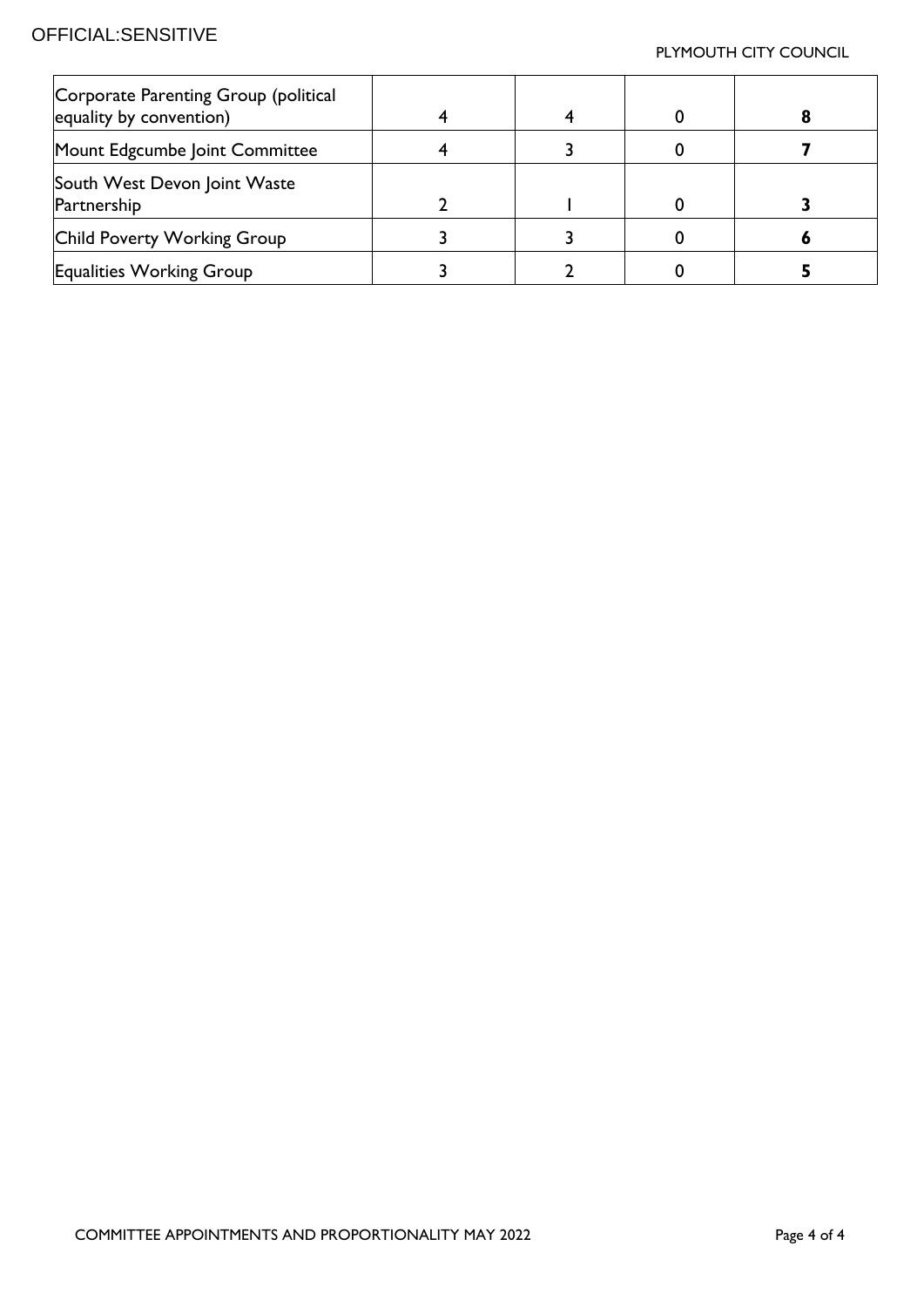| | | | | |
|---|---|---|---|---|
| Corporate Parenting Group (political equality by convention) | 4 | 4 | 0 | **8** |
| Mount Edgcumbe Joint Committee | 4 | 3 | 0 | **7** |
| South West Devon Joint Waste Partnership | 2 | 1 | 0 | **3** |
| Child Poverty Working Group | 3 | 3 | 0 | **6** |
| Equalities Working Group | 3 | 2 | 0 | **5** |